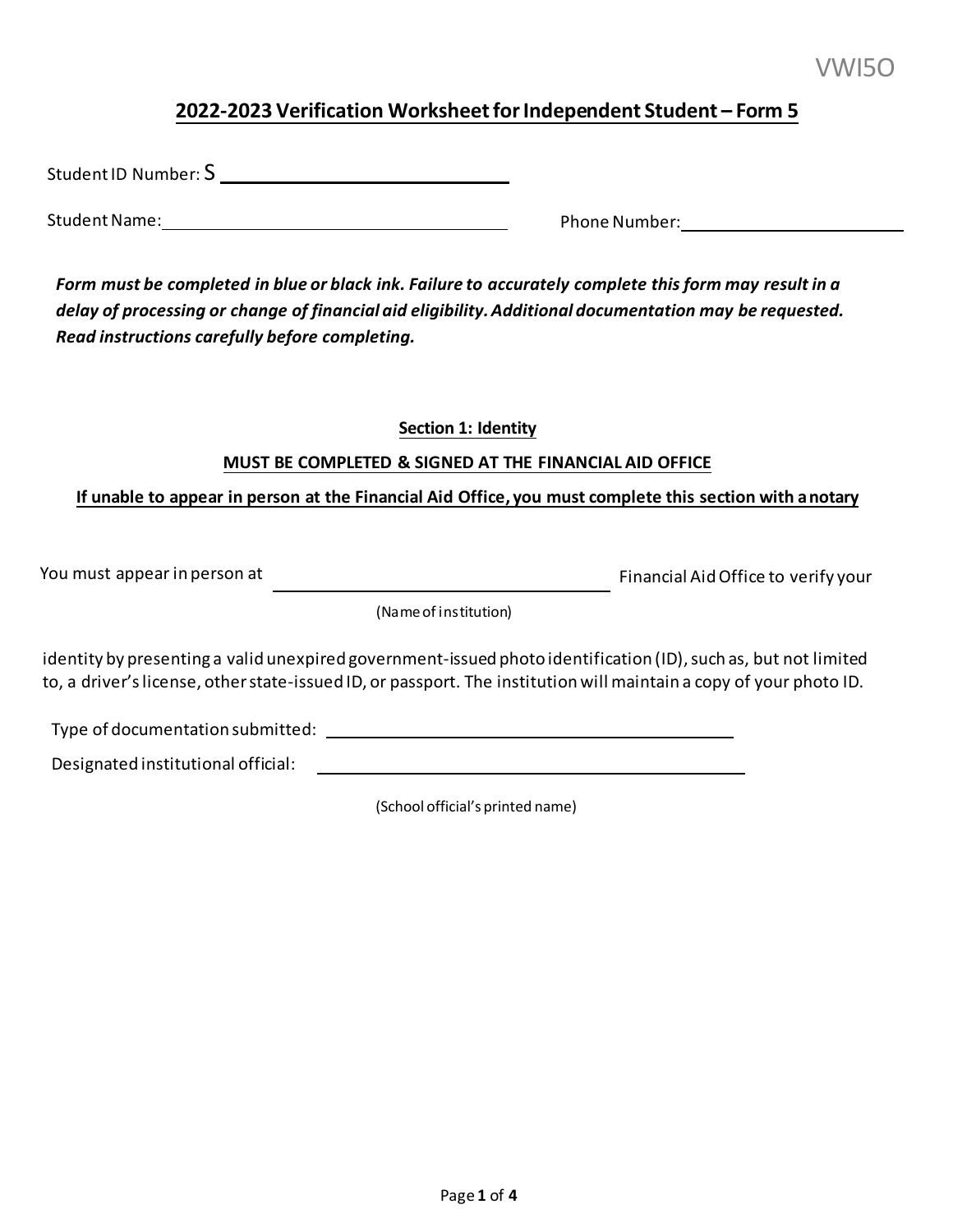VWI5O

# 2022-2023 Verification Worksheet for Independent Student – Form 5

Student ID Number: S ______________________________

Student Name: ______________________________ Phone Number: ______________________

***Form must be completed in blue or black ink. Failure to accurately complete this form may result in a delay of processing or change of financial aid eligibility. Additional documentation may be requested. Read instructions carefully before completing.***

## Section 1: Identity

**MUST BE COMPLETED & SIGNED AT THE FINANCIAL AID OFFICE**

**If unable to appear in person at the Financial Aid Office, you must complete this section with a notary**

You must appear in person at ______________________________ Financial Aid Office to verify your
(Name of institution)

identity by presenting a valid unexpired government-issued photo identification (ID), such as, but not limited to, a driver's license, other state-issued ID, or passport. The institution will maintain a copy of your photo ID.

Type of documentation submitted: ______________________________

Designated institutional official: ______________________________
(School official's printed name)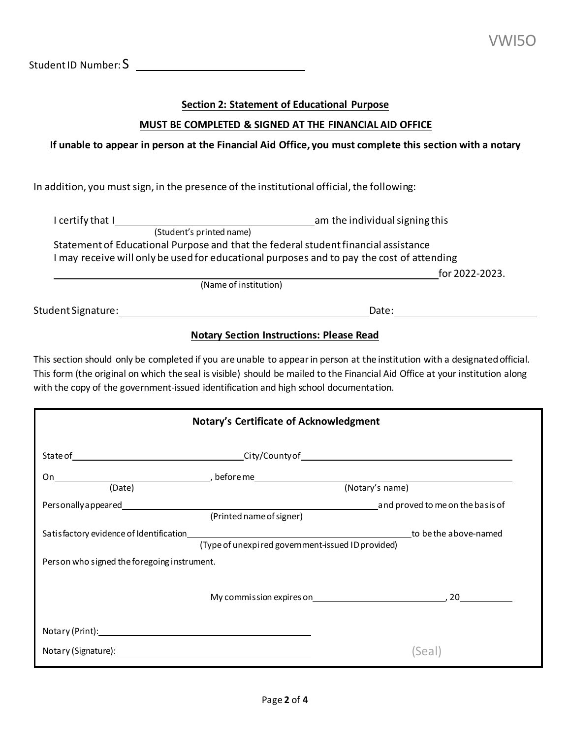VWI5O

Student ID Number: S ______________________

**Section 2: Statement of Educational Purpose**

**MUST BE COMPLETED & SIGNED AT THE FINANCIAL AID OFFICE**

**If unable to appear in person at the Financial Aid Office, you must complete this section with a notary**

In addition, you must sign, in the presence of the institutional official, the following:

I certify that I ______________________ am the individual signing this
(Student's printed name)
Statement of Educational Purpose and that the federal student financial assistance I may receive will only be used for educational purposes and to pay the cost of attending
______________________________________ for 2022-2023.
(Name of institution)

Student Signature: ______________________ Date: ______________

**Notary Section Instructions: Please Read**

This section should only be completed if you are unable to appear in person at the institution with a designated official. This form (the original on which the seal is visible) should be mailed to the Financial Aid Office at your institution along with the copy of the government-issued identification and high school documentation.

**Notary's Certificate of Acknowledgment**

State of ______________________ City/County of ______________________

On ______________________, before me ______________________
(Date) (Notary's name)

Personally appeared ______________________ and proved to me on the basis of
(Printed name of signer)

Satisfactory evidence of Identification ______________________ to be the above-named
(Type of unexpired government-issued ID provided)

Person who signed the foregoing instrument.

My commission expires on ______________________, 20______

Notary (Print): ______________________

Notary (Signature): ______________________ (Seal)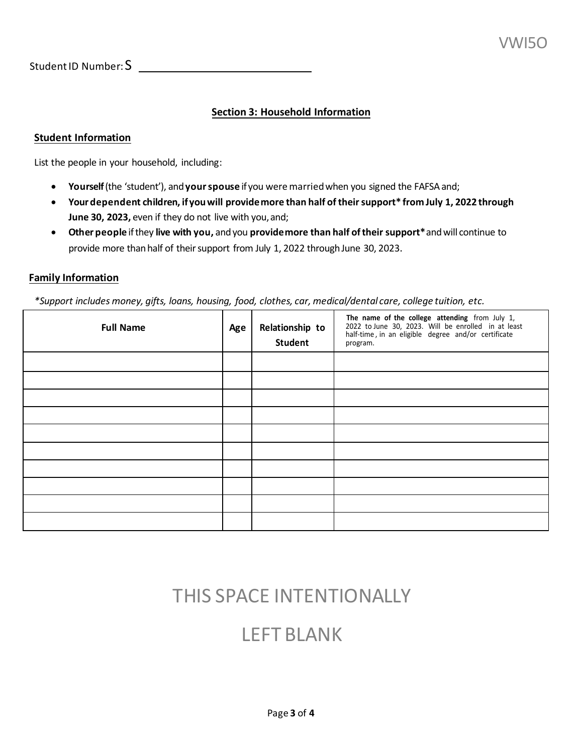VWI5O

Student ID Number: S ____________________________

## Section 3: Household Information

### Student Information

List the people in your household, including:

- **Yourself** (the 'student'), and **your spouse** if you were married when you signed the FAFSA and;
- **Your dependent children, if you will provide more than half of their support* from July 1, 2022 through June 30, 2023,** even if they do not live with you, and;
- **Other people** if they **live with you,** and you **provide more than half of their support*** and will continue to provide more than half of their support from July 1, 2022 through June 30, 2023.

### Family Information

*\*Support includes money, gifts, loans, housing, food, clothes, car, medical/dental care, college tuition, etc.*

| Full Name | Age | Relationship to Student | **The name of the college attending** from July 1, 2022 to June 30, 2023. Will be enrolled in at least half-time, in an eligible degree and/or certificate program. |
|---|---|---|---|
| | | | |
| | | | |
| | | | |
| | | | |
| | | | |
| | | | |
| | | | |
| | | | |
| | | | |
| | | | |

THIS SPACE INTENTIONALLY

LEFT BLANK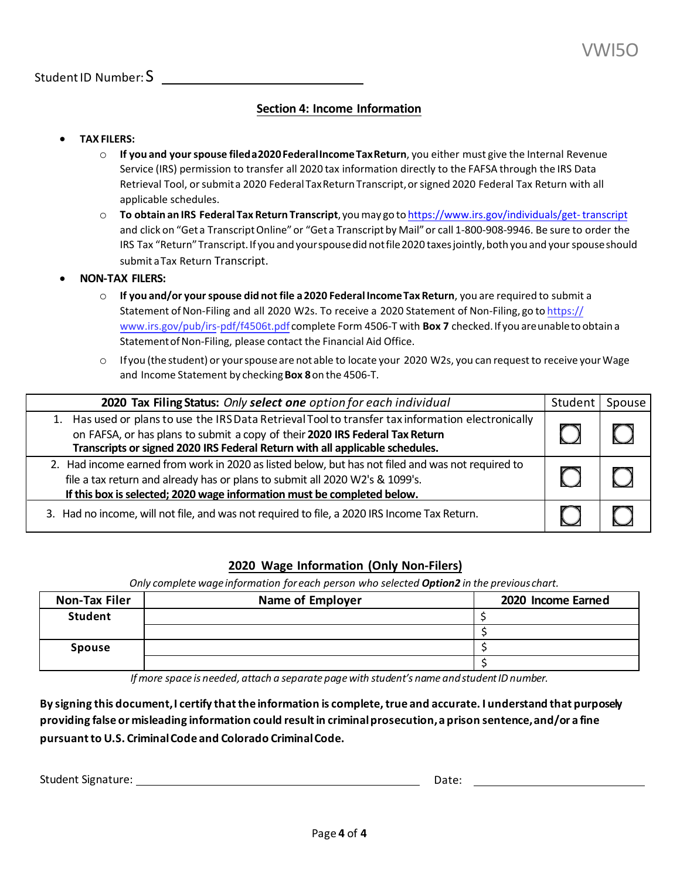VWI5O

Student ID Number: S ______________________

## Section 4: Income Information

- **TAX FILERS:**
  - **If you and your spouse filed a 2020 Federal Income Tax Return**, you either must give the Internal Revenue Service (IRS) permission to transfer all 2020 tax information directly to the FAFSA through the IRS Data Retrieval Tool, or submit a 2020 Federal Tax Return Transcript, or signed 2020 Federal Tax Return with all applicable schedules.
  - **To obtain an IRS Federal Tax Return Transcript**, you may go to https://www.irs.gov/individuals/get- transcript and click on "Get a Transcript Online" or "Get a Transcript by Mail" or call 1-800-908-9946. Be sure to order the IRS Tax "Return" Transcript. If you and your spouse did not file 2020 taxes jointly, both you and your spouse should submit a Tax Return Transcript.
- **NON-TAX FILERS:**
  - **If you and/or your spouse did not file a 2020 Federal Income Tax Return**, you are required to submit a Statement of Non-Filing and all 2020 W2s. To receive a 2020 Statement of Non-Filing, go to https:// www.irs.gov/pub/irs-pdf/f4506t.pdf complete Form 4506-T with **Box 7** checked. If you are unable to obtain a Statement of Non-Filing, please contact the Financial Aid Office.
  - If you (the student) or your spouse are not able to locate your 2020 W2s, you can request to receive your Wage and Income Statement by checking **Box 8** on the 4506-T.

| **2020 Tax Filing Status:** *Only **select one** option for each individual* | Student | Spouse |
|---|---|---|
| 1. Has used or plans to use the IRS Data Retrieval Tool to transfer tax information electronically on FAFSA, or has plans to submit a copy of their **2020 IRS Federal Tax Return Transcripts or signed 2020 IRS Federal Return with all applicable schedules.** | ☐ | ☐ |
| 2. Had income earned from work in 2020 as listed below, but has not filed and was not required to file a tax return and already has or plans to submit all 2020 W2's & 1099's. **If this box is selected; 2020 wage information must be completed below.** | ☐ | ☐ |
| 3. Had no income, will not file, and was not required to file, a 2020 IRS Income Tax Return. | ☐ | ☐ |

### 2020 Wage Information (Only Non-Filers)

*Only complete wage information for each person who selected **Option2** in the previous chart.*

| Non-Tax Filer | Name of Employer | 2020 Income Earned |
|---|---|---|
| **Student** | | $ |
| | | $ |
| **Spouse** | | $ |
| | | $ |

*If more space is needed, attach a separate page with student's name and student ID number.*

**By signing this document, I certify that the information is complete, true and accurate. I understand that purposely providing false or misleading information could result in criminal prosecution, a prison sentence, and/or a fine pursuant to U.S. Criminal Code and Colorado Criminal Code.**

Student Signature: ______________________ Date: ______________